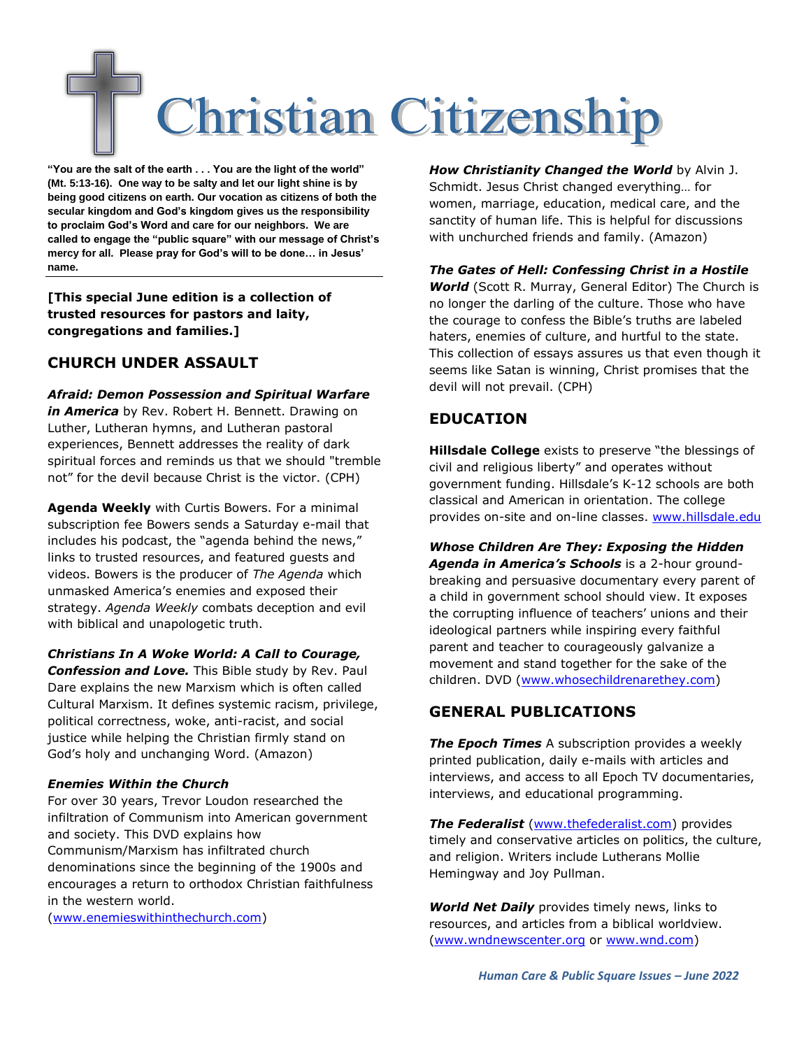# Christian Citizenship

**"You are the salt of the earth . . . You are the light of the world" (Mt. 5:13-16). One way to be salty and let our light shine is by being good citizens on earth. Our vocation as citizens of both the secular kingdom and God's kingdom gives us the responsibility to proclaim God's Word and care for our neighbors. We are called to engage the "public square" with our message of Christ's mercy for all. Please pray for God's will to be done… in Jesus' name.**

---

**[This special June edition is a collection of trusted resources for pastors and laity, congregations and families.]**

## CHURCH UNDER ASSAULT

***Afraid: Demon Possession and Spiritual Warfare in America*** by Rev. Robert H. Bennett. Drawing on Luther, Lutheran hymns, and Lutheran pastoral experiences, Bennett addresses the reality of dark spiritual forces and reminds us that we should "tremble not" for the devil because Christ is the victor. (CPH)

**Agenda Weekly** with Curtis Bowers. For a minimal subscription fee Bowers sends a Saturday e-mail that includes his podcast, the "agenda behind the news," links to trusted resources, and featured guests and videos. Bowers is the producer of *The Agenda* which unmasked America's enemies and exposed their strategy. *Agenda Weekly* combats deception and evil with biblical and unapologetic truth.

***Christians In A Woke World: A Call to Courage, Confession and Love.*** This Bible study by Rev. Paul Dare explains the new Marxism which is often called Cultural Marxism. It defines systemic racism, privilege, political correctness, woke, anti-racist, and social justice while helping the Christian firmly stand on God's holy and unchanging Word. (Amazon)

***Enemies Within the Church***
For over 30 years, Trevor Loudon researched the infiltration of Communism into American government and society. This DVD explains how Communism/Marxism has infiltrated church denominations since the beginning of the 1900s and encourages a return to orthodox Christian faithfulness in the western world.
(www.enemieswithinthechurch.com)

***How Christianity Changed the World*** by Alvin J. Schmidt. Jesus Christ changed everything… for women, marriage, education, medical care, and the sanctity of human life. This is helpful for discussions with unchurched friends and family. (Amazon)

***The Gates of Hell: Confessing Christ in a Hostile World*** (Scott R. Murray, General Editor) The Church is no longer the darling of the culture. Those who have the courage to confess the Bible's truths are labeled haters, enemies of culture, and hurtful to the state. This collection of essays assures us that even though it seems like Satan is winning, Christ promises that the devil will not prevail. (CPH)

## EDUCATION

**Hillsdale College** exists to preserve "the blessings of civil and religious liberty" and operates without government funding. Hillsdale's K-12 schools are both classical and American in orientation. The college provides on-site and on-line classes. www.hillsdale.edu

***Whose Children Are They: Exposing the Hidden Agenda in America's Schools*** is a 2-hour ground-breaking and persuasive documentary every parent of a child in government school should view. It exposes the corrupting influence of teachers' unions and their ideological partners while inspiring every faithful parent and teacher to courageously galvanize a movement and stand together for the sake of the children. DVD (www.whosechildrenarethey.com)

## GENERAL PUBLICATIONS

***The Epoch Times*** A subscription provides a weekly printed publication, daily e-mails with articles and interviews, and access to all Epoch TV documentaries, interviews, and educational programming.

***The Federalist*** (www.thefederalist.com) provides timely and conservative articles on politics, the culture, and religion. Writers include Lutherans Mollie Hemingway and Joy Pullman.

***World Net Daily*** provides timely news, links to resources, and articles from a biblical worldview. (www.wndnewscenter.org or www.wnd.com)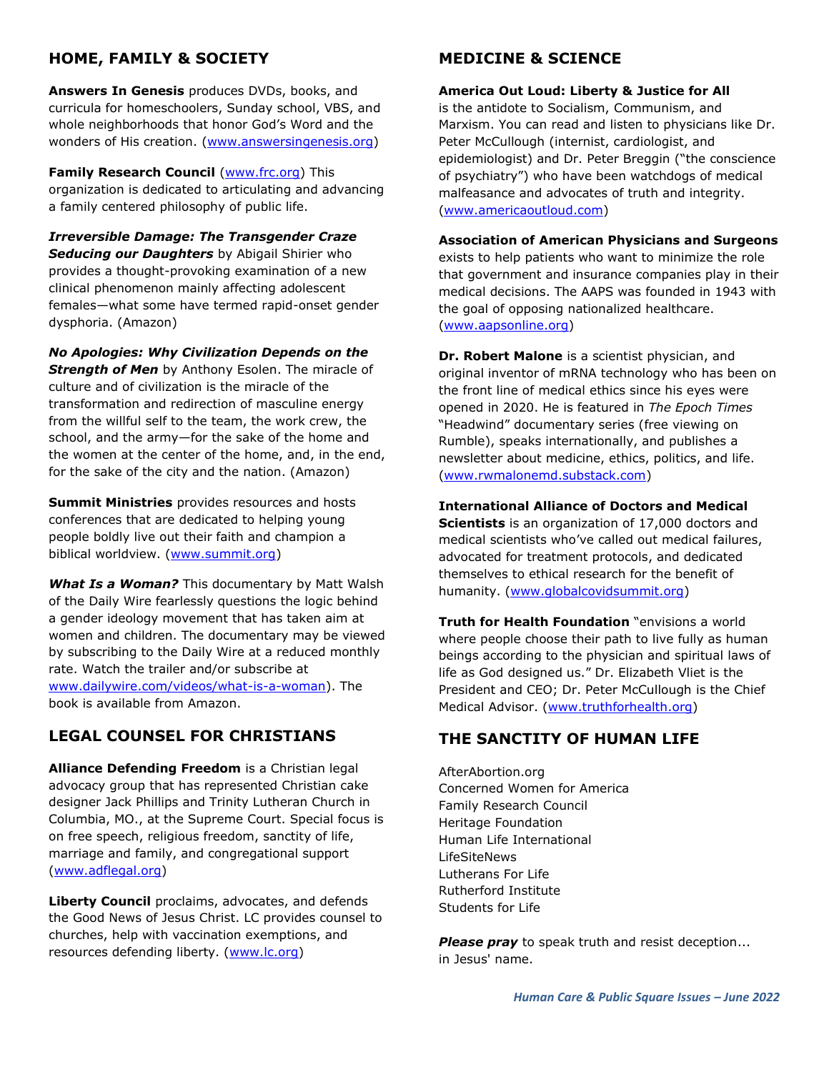## HOME, FAMILY & SOCIETY

**Answers In Genesis** produces DVDs, books, and curricula for homeschoolers, Sunday school, VBS, and whole neighborhoods that honor God's Word and the wonders of His creation. (www.answersingenesis.org)

**Family Research Council** (www.frc.org) This organization is dedicated to articulating and advancing a family centered philosophy of public life.

***Irreversible Damage: The Transgender Craze Seducing our Daughters*** by Abigail Shirier who provides a thought-provoking examination of a new clinical phenomenon mainly affecting adolescent females—what some have termed rapid-onset gender dysphoria. (Amazon)

***No Apologies: Why Civilization Depends on the Strength of Men*** by Anthony Esolen. The miracle of culture and of civilization is the miracle of the transformation and redirection of masculine energy from the willful self to the team, the work crew, the school, and the army—for the sake of the home and the women at the center of the home, and, in the end, for the sake of the city and the nation. (Amazon)

**Summit Ministries** provides resources and hosts conferences that are dedicated to helping young people boldly live out their faith and champion a biblical worldview. (www.summit.org)

***What Is a Woman?*** This documentary by Matt Walsh of the Daily Wire fearlessly questions the logic behind a gender ideology movement that has taken aim at women and children. The documentary may be viewed by subscribing to the Daily Wire at a reduced monthly rate. Watch the trailer and/or subscribe at www.dailywire.com/videos/what-is-a-woman). The book is available from Amazon.

## LEGAL COUNSEL FOR CHRISTIANS

**Alliance Defending Freedom** is a Christian legal advocacy group that has represented Christian cake designer Jack Phillips and Trinity Lutheran Church in Columbia, MO., at the Supreme Court. Special focus is on free speech, religious freedom, sanctity of life, marriage and family, and congregational support (www.adflegal.org)

**Liberty Council** proclaims, advocates, and defends the Good News of Jesus Christ. LC provides counsel to churches, help with vaccination exemptions, and resources defending liberty. (www.lc.org)

## MEDICINE & SCIENCE

**America Out Loud: Liberty & Justice for All** is the antidote to Socialism, Communism, and Marxism. You can read and listen to physicians like Dr. Peter McCullough (internist, cardiologist, and epidemiologist) and Dr. Peter Breggin ("the conscience of psychiatry") who have been watchdogs of medical malfeasance and advocates of truth and integrity. (www.americaoutloud.com)

**Association of American Physicians and Surgeons** exists to help patients who want to minimize the role that government and insurance companies play in their medical decisions. The AAPS was founded in 1943 with the goal of opposing nationalized healthcare. (www.aapsonline.org)

**Dr. Robert Malone** is a scientist physician, and original inventor of mRNA technology who has been on the front line of medical ethics since his eyes were opened in 2020. He is featured in *The Epoch Times* "Headwind" documentary series (free viewing on Rumble), speaks internationally, and publishes a newsletter about medicine, ethics, politics, and life. (www.rwmalonemd.substack.com)

**International Alliance of Doctors and Medical Scientists** is an organization of 17,000 doctors and medical scientists who've called out medical failures, advocated for treatment protocols, and dedicated themselves to ethical research for the benefit of humanity. (www.globalcovidsummit.org)

**Truth for Health Foundation** "envisions a world where people choose their path to live fully as human beings according to the physician and spiritual laws of life as God designed us." Dr. Elizabeth Vliet is the President and CEO; Dr. Peter McCullough is the Chief Medical Advisor. (www.truthforhealth.org)

## THE SANCTITY OF HUMAN LIFE

AfterAbortion.org
Concerned Women for America
Family Research Council
Heritage Foundation
Human Life International
LifeSiteNews
Lutherans For Life
Rutherford Institute
Students for Life

***Please pray*** to speak truth and resist deception... in Jesus' name.